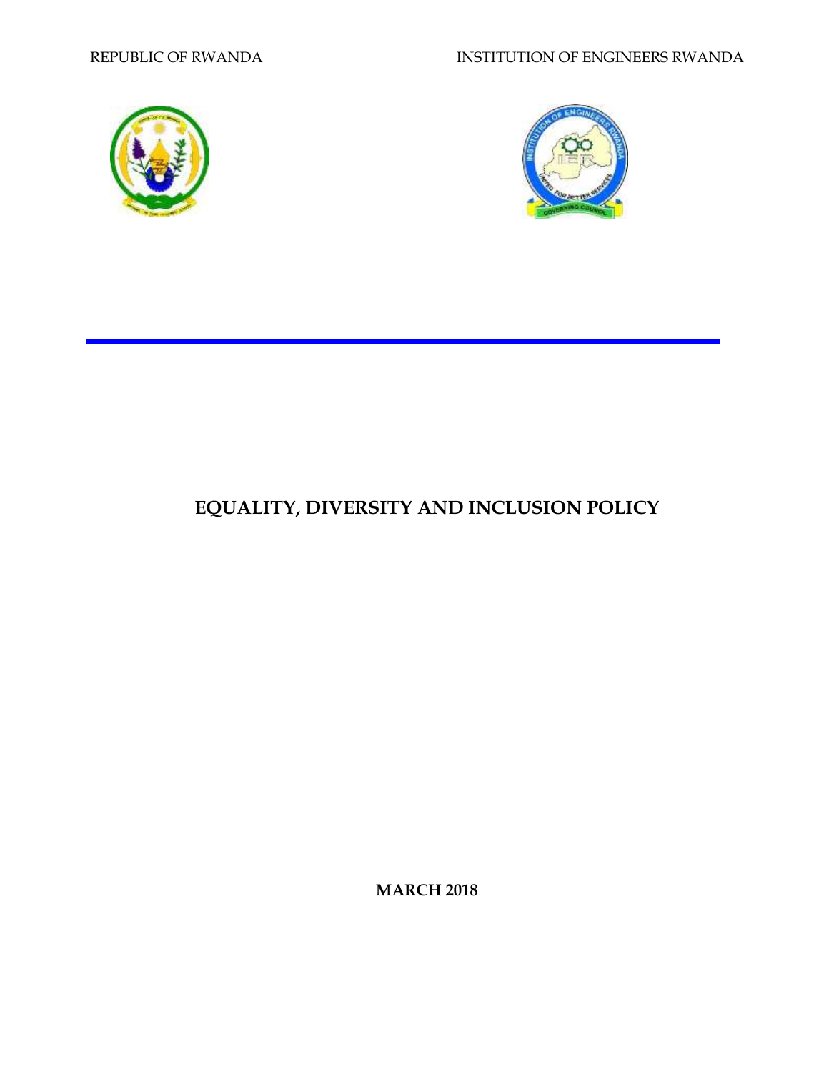REPUBLIC OF RWANDA

INSTITUTION OF ENGINEERS RWANDA

# EQUALITY, DIVERSITY AND INCLUSION POLICY

**MARCH 2018**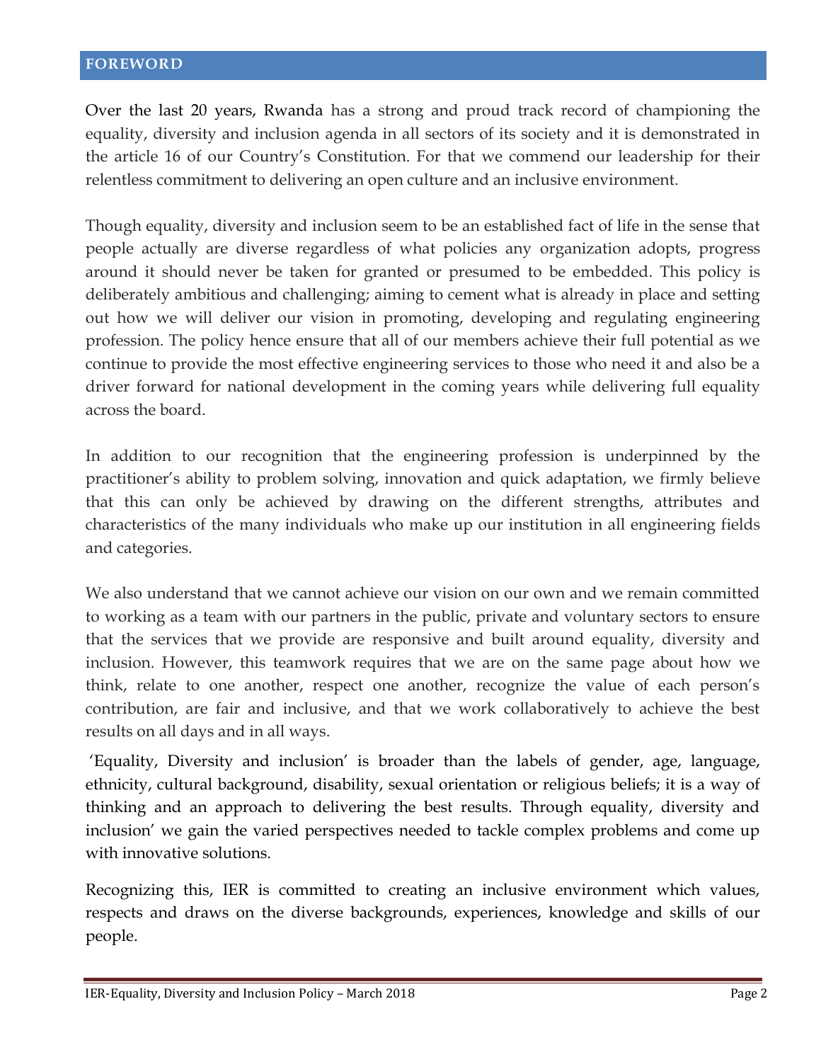## FOREWORD

Over the last 20 years, Rwanda has a strong and proud track record of championing the equality, diversity and inclusion agenda in all sectors of its society and it is demonstrated in the article 16 of our Country's Constitution. For that we commend our leadership for their relentless commitment to delivering an open culture and an inclusive environment.

Though equality, diversity and inclusion seem to be an established fact of life in the sense that people actually are diverse regardless of what policies any organization adopts, progress around it should never be taken for granted or presumed to be embedded. This policy is deliberately ambitious and challenging; aiming to cement what is already in place and setting out how we will deliver our vision in promoting, developing and regulating engineering profession. The policy hence ensure that all of our members achieve their full potential as we continue to provide the most effective engineering services to those who need it and also be a driver forward for national development in the coming years while delivering full equality across the board.

In addition to our recognition that the engineering profession is underpinned by the practitioner's ability to problem solving, innovation and quick adaptation, we firmly believe that this can only be achieved by drawing on the different strengths, attributes and characteristics of the many individuals who make up our institution in all engineering fields and categories.

We also understand that we cannot achieve our vision on our own and we remain committed to working as a team with our partners in the public, private and voluntary sectors to ensure that the services that we provide are responsive and built around equality, diversity and inclusion. However, this teamwork requires that we are on the same page about how we think, relate to one another, respect one another, recognize the value of each person's contribution, are fair and inclusive, and that we work collaboratively to achieve the best results on all days and in all ways.

'Equality, Diversity and inclusion' is broader than the labels of gender, age, language, ethnicity, cultural background, disability, sexual orientation or religious beliefs; it is a way of thinking and an approach to delivering the best results. Through equality, diversity and inclusion' we gain the varied perspectives needed to tackle complex problems and come up with innovative solutions.

Recognizing this, IER is committed to creating an inclusive environment which values, respects and draws on the diverse backgrounds, experiences, knowledge and skills of our people.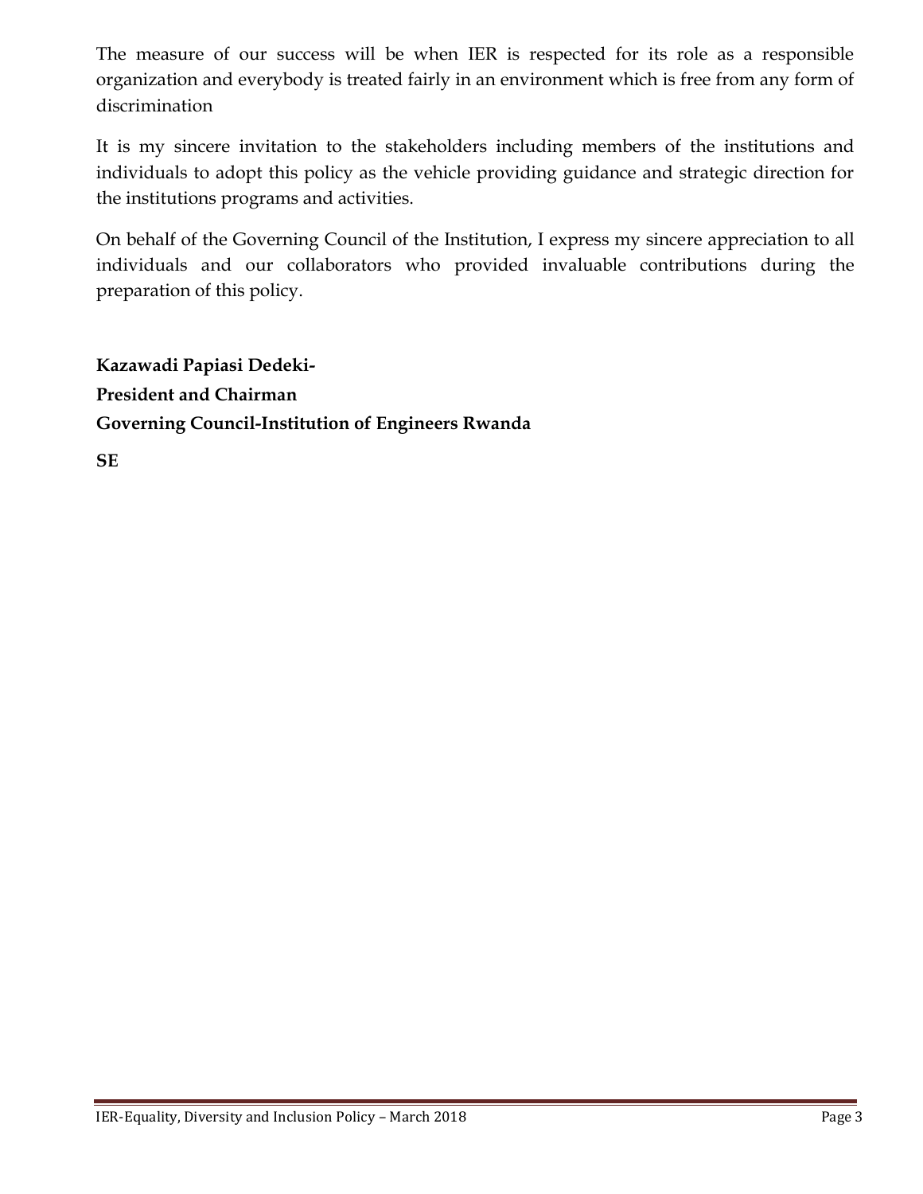The measure of our success will be when IER is respected for its role as a responsible organization and everybody is treated fairly in an environment which is free from any form of discrimination

It is my sincere invitation to the stakeholders including members of the institutions and individuals to adopt this policy as the vehicle providing guidance and strategic direction for the institutions programs and activities.

On behalf of the Governing Council of the Institution, I express my sincere appreciation to all individuals and our collaborators who provided invaluable contributions during the preparation of this policy.

**Kazawadi Papiasi Dedeki-**

**President and Chairman**

**Governing Council-Institution of Engineers Rwanda**

**SE**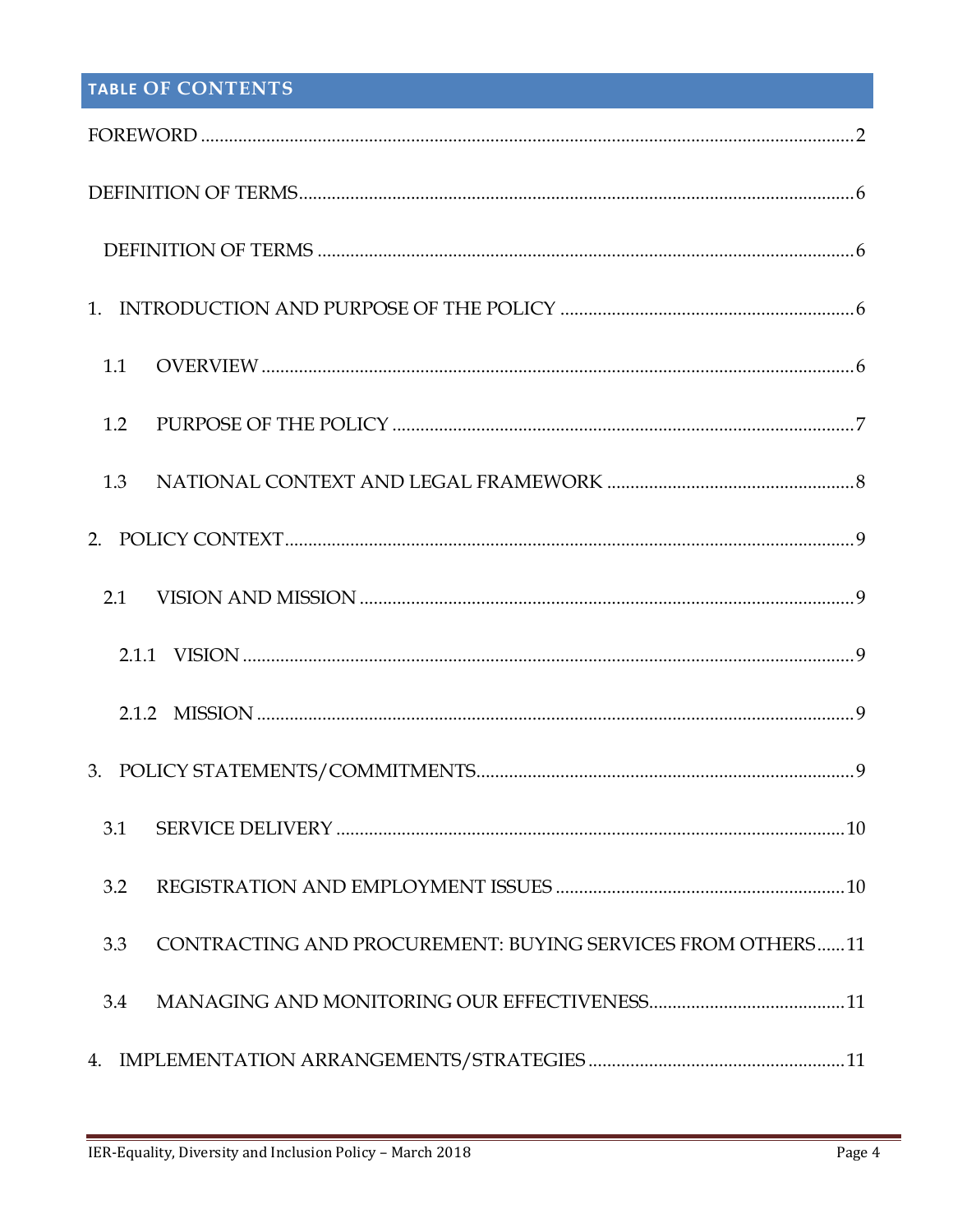## TABLE OF CONTENTS

FOREWORD ........................................................................................................ 2

DEFINITION OF TERMS.................................................................................... 6

DEFINITION OF TERMS ................................................................................ 6

1. INTRODUCTION AND PURPOSE OF THE POLICY ..................................... 6

1.1 OVERVIEW ............................................................................................ 6

1.2 PURPOSE OF THE POLICY ................................................................... 7

1.3 NATIONAL CONTEXT AND LEGAL FRAMEWORK .................................. 8

2. POLICY CONTEXT ........................................................................................ 9

2.1 VISION AND MISSION ............................................................................ 9

2.1.1 VISION .................................................................................................. 9

2.1.2 MISSION ............................................................................................... 9

3. POLICY STATEMENTS/COMMITMENTS ....................................................... 9

3.1 SERVICE DELIVERY ............................................................................. 10

3.2 REGISTRATION AND EMPLOYMENT ISSUES ....................................... 10

3.3 CONTRACTING AND PROCUREMENT: BUYING SERVICES FROM OTHERS ...... 11

3.4 MANAGING AND MONITORING OUR EFFECTIVENESS .......................... 11

4. IMPLEMENTATION ARRANGEMENTS/STRATEGIES ..................................... 11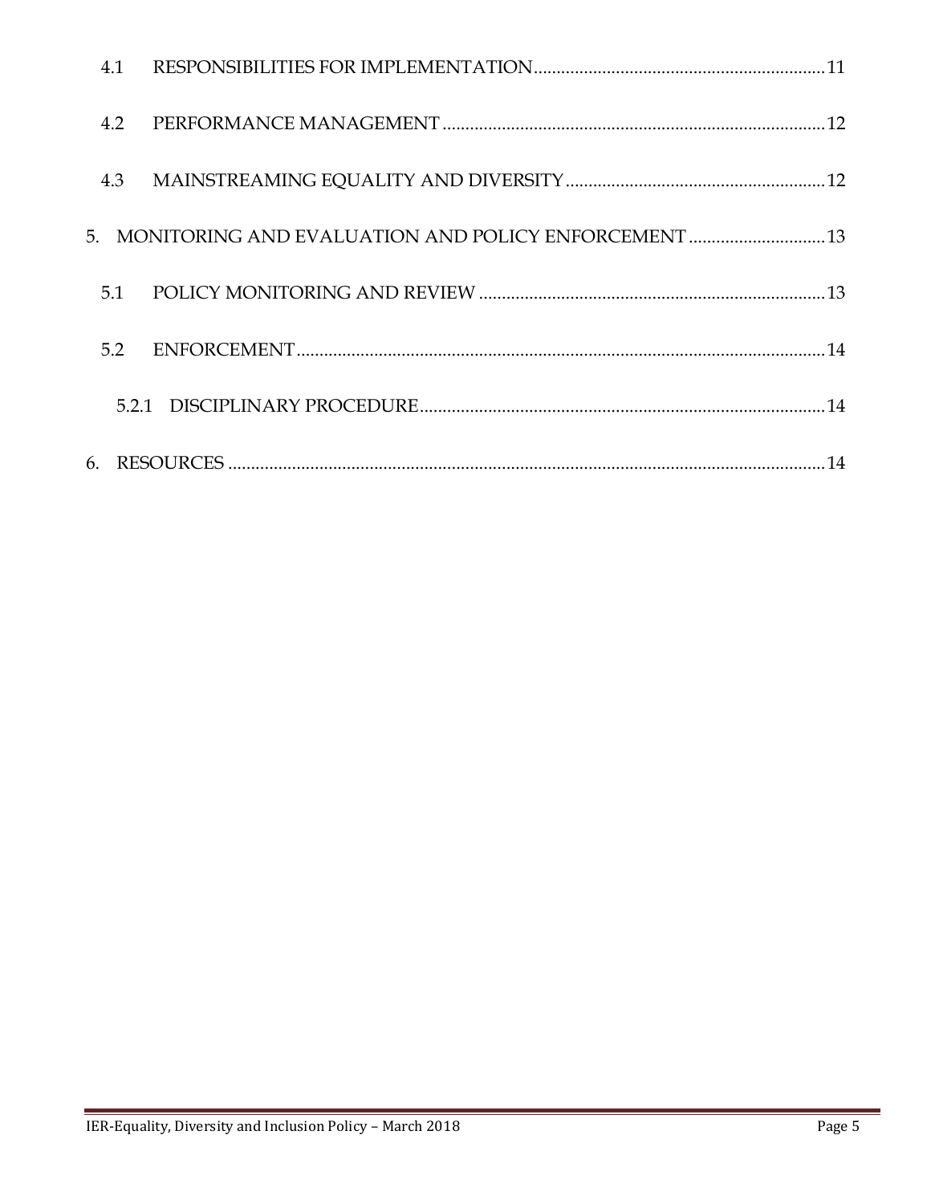4.1 RESPONSIBILITIES FOR IMPLEMENTATION ........................................................................ 11

4.2 PERFORMANCE MANAGEMENT ........................................................................................ 12

4.3 MAINSTREAMING EQUALITY AND DIVERSITY ............................................................... 12

5. MONITORING AND EVALUATION AND POLICY ENFORCEMENT ..................................... 13

5.1 POLICY MONITORING AND REVIEW ................................................................................. 13

5.2 ENFORCEMENT ........................................................................................................................ 14

5.2.1 DISCIPLINARY PROCEDURE ............................................................................................. 14

6. RESOURCES ............................................................................................................................... 14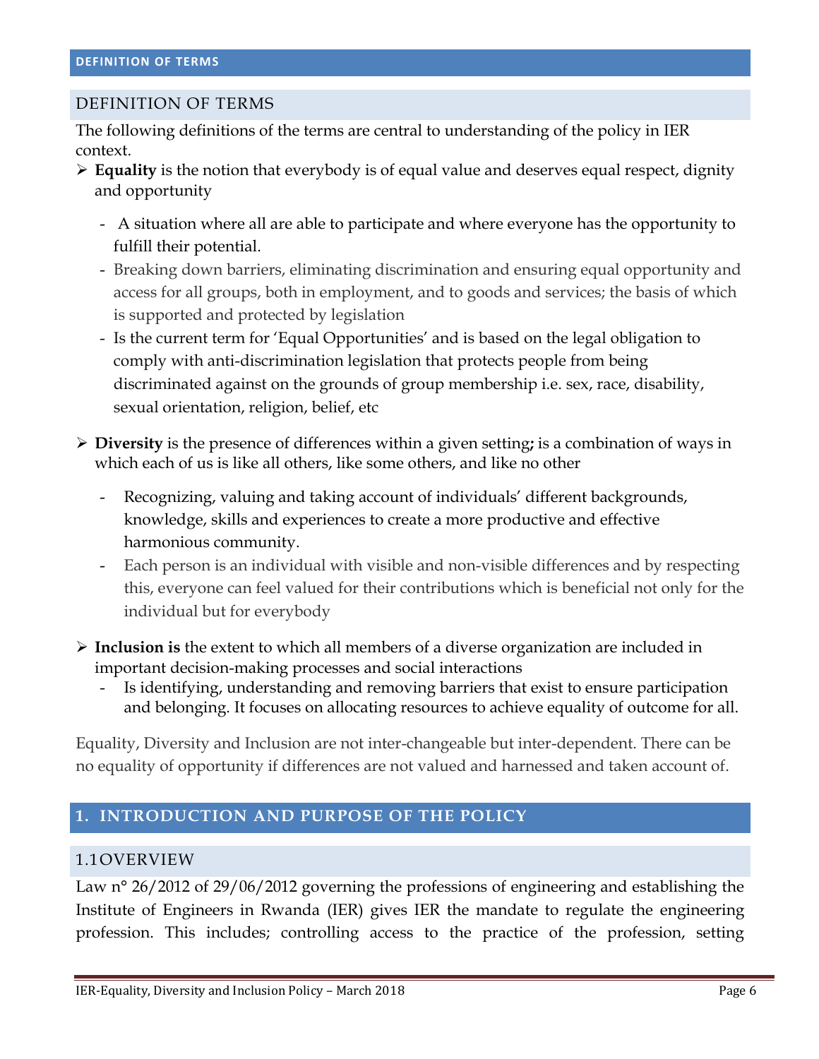## DEFINITION OF TERMS

The following definitions of the terms are central to understanding of the policy in IER context.

- **Equality** is the notion that everybody is of equal value and deserves equal respect, dignity and opportunity
  - A situation where all are able to participate and where everyone has the opportunity to fulfill their potential.
  - Breaking down barriers, eliminating discrimination and ensuring equal opportunity and access for all groups, both in employment, and to goods and services; the basis of which is supported and protected by legislation
  - Is the current term for 'Equal Opportunities' and is based on the legal obligation to comply with anti-discrimination legislation that protects people from being discriminated against on the grounds of group membership i.e. sex, race, disability, sexual orientation, religion, belief, etc

- **Diversity** is the presence of differences within a given setting**;** is a combination of ways in which each of us is like all others, like some others, and like no other
  - Recognizing, valuing and taking account of individuals' different backgrounds, knowledge, skills and experiences to create a more productive and effective harmonious community.
  - Each person is an individual with visible and non-visible differences and by respecting this, everyone can feel valued for their contributions which is beneficial not only for the individual but for everybody

- **Inclusion is** the extent to which all members of a diverse organization are included in important decision-making processes and social interactions
  - Is identifying, understanding and removing barriers that exist to ensure participation and belonging. It focuses on allocating resources to achieve equality of outcome for all.

Equality, Diversity and Inclusion are not inter-changeable but inter-dependent. There can be no equality of opportunity if differences are not valued and harnessed and taken account of.

# 1. INTRODUCTION AND PURPOSE OF THE POLICY

## 1.1OVERVIEW

Law n° 26/2012 of 29/06/2012 governing the professions of engineering and establishing the Institute of Engineers in Rwanda (IER) gives IER the mandate to regulate the engineering profession. This includes; controlling access to the practice of the profession, setting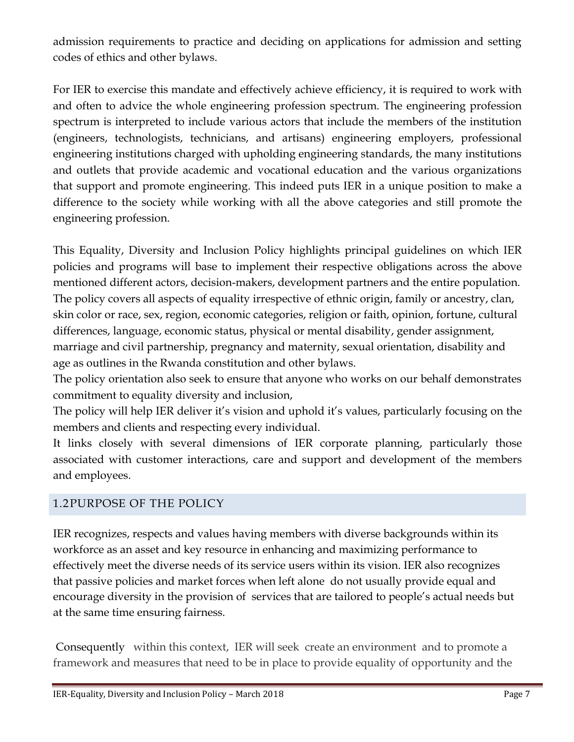admission requirements to practice and deciding on applications for admission and setting codes of ethics and other bylaws.

For IER to exercise this mandate and effectively achieve efficiency, it is required to work with and often to advice the whole engineering profession spectrum. The engineering profession spectrum is interpreted to include various actors that include the members of the institution (engineers, technologists, technicians, and artisans) engineering employers, professional engineering institutions charged with upholding engineering standards, the many institutions and outlets that provide academic and vocational education and the various organizations that support and promote engineering. This indeed puts IER in a unique position to make a difference to the society while working with all the above categories and still promote the engineering profession.

This Equality, Diversity and Inclusion Policy highlights principal guidelines on which IER policies and programs will base to implement their respective obligations across the above mentioned different actors, decision-makers, development partners and the entire population. The policy covers all aspects of equality irrespective of ethnic origin, family or ancestry, clan, skin color or race, sex, region, economic categories, religion or faith, opinion, fortune, cultural differences, language, economic status, physical or mental disability, gender assignment, marriage and civil partnership, pregnancy and maternity, sexual orientation, disability and age as outlines in the Rwanda constitution and other bylaws.

The policy orientation also seek to ensure that anyone who works on our behalf demonstrates commitment to equality diversity and inclusion,

The policy will help IER deliver it's vision and uphold it's values, particularly focusing on the members and clients and respecting every individual.

It links closely with several dimensions of IER corporate planning, particularly those associated with customer interactions, care and support and development of the members and employees.

## 1.2PURPOSE OF THE POLICY

IER recognizes, respects and values having members with diverse backgrounds within its workforce as an asset and key resource in enhancing and maximizing performance to effectively meet the diverse needs of its service users within its vision. IER also recognizes that passive policies and market forces when left alone do not usually provide equal and encourage diversity in the provision of services that are tailored to people's actual needs but at the same time ensuring fairness.

Consequently within this context, IER will seek create an environment and to promote a framework and measures that need to be in place to provide equality of opportunity and the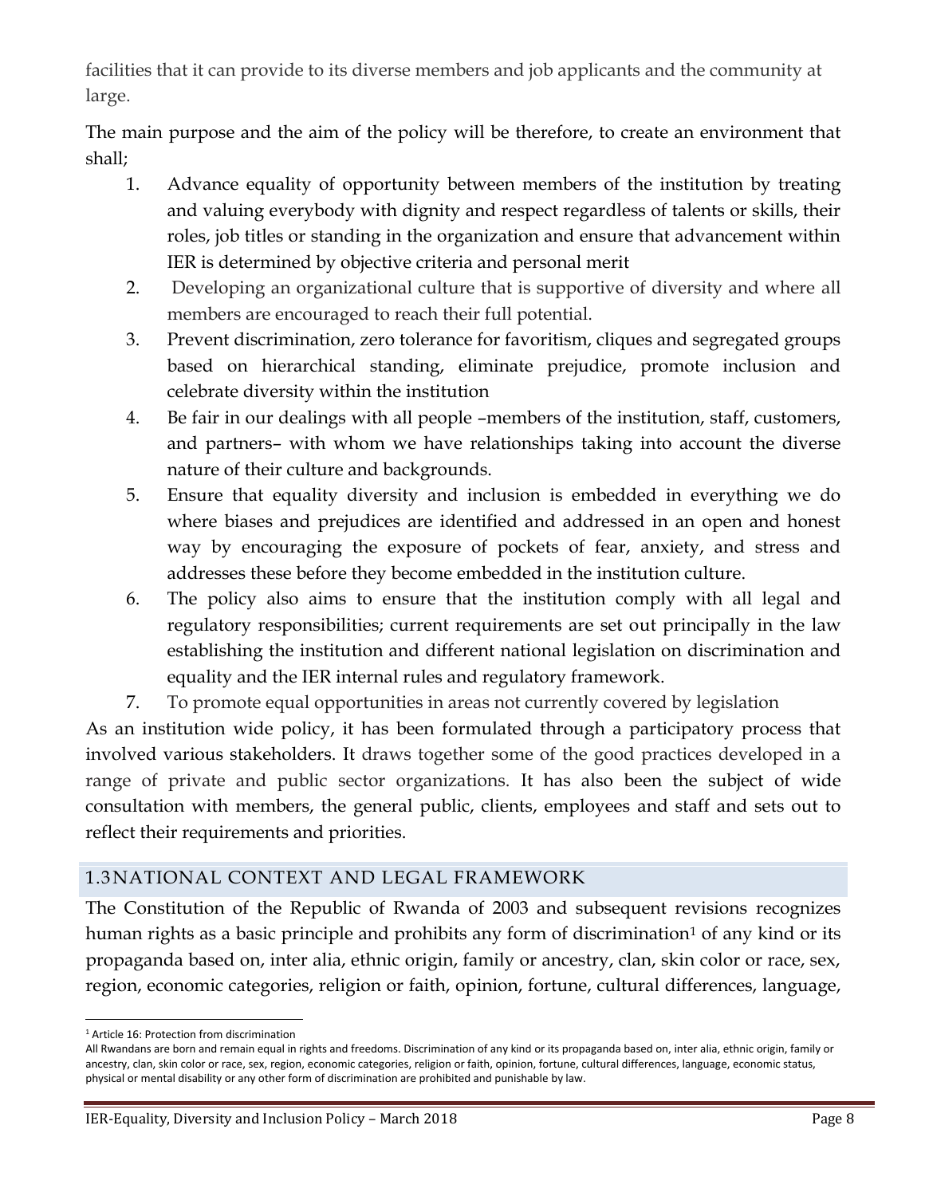facilities that it can provide to its diverse members and job applicants and the community at large.

The main purpose and the aim of the policy will be therefore, to create an environment that shall;

1. Advance equality of opportunity between members of the institution by treating and valuing everybody with dignity and respect regardless of talents or skills, their roles, job titles or standing in the organization and ensure that advancement within IER is determined by objective criteria and personal merit
2. Developing an organizational culture that is supportive of diversity and where all members are encouraged to reach their full potential.
3. Prevent discrimination, zero tolerance for favoritism, cliques and segregated groups based on hierarchical standing, eliminate prejudice, promote inclusion and celebrate diversity within the institution
4. Be fair in our dealings with all people –members of the institution, staff, customers, and partners– with whom we have relationships taking into account the diverse nature of their culture and backgrounds.
5. Ensure that equality diversity and inclusion is embedded in everything we do where biases and prejudices are identified and addressed in an open and honest way by encouraging the exposure of pockets of fear, anxiety, and stress and addresses these before they become embedded in the institution culture.
6. The policy also aims to ensure that the institution comply with all legal and regulatory responsibilities; current requirements are set out principally in the law establishing the institution and different national legislation on discrimination and equality and the IER internal rules and regulatory framework.
7. To promote equal opportunities in areas not currently covered by legislation

As an institution wide policy, it has been formulated through a participatory process that involved various stakeholders. It draws together some of the good practices developed in a range of private and public sector organizations. It has also been the subject of wide consultation with members, the general public, clients, employees and staff and sets out to reflect their requirements and priorities.

## 1.3 NATIONAL CONTEXT AND LEGAL FRAMEWORK

The Constitution of the Republic of Rwanda of 2003 and subsequent revisions recognizes human rights as a basic principle and prohibits any form of discrimination[1] of any kind or its propaganda based on, inter alia, ethnic origin, family or ancestry, clan, skin color or race, sex, region, economic categories, religion or faith, opinion, fortune, cultural differences, language,

---

[1] Article 16: Protection from discrimination

All Rwandans are born and remain equal in rights and freedoms. Discrimination of any kind or its propaganda based on, inter alia, ethnic origin, family or ancestry, clan, skin color or race, sex, region, economic categories, religion or faith, opinion, fortune, cultural differences, language, economic status, physical or mental disability or any other form of discrimination are prohibited and punishable by law.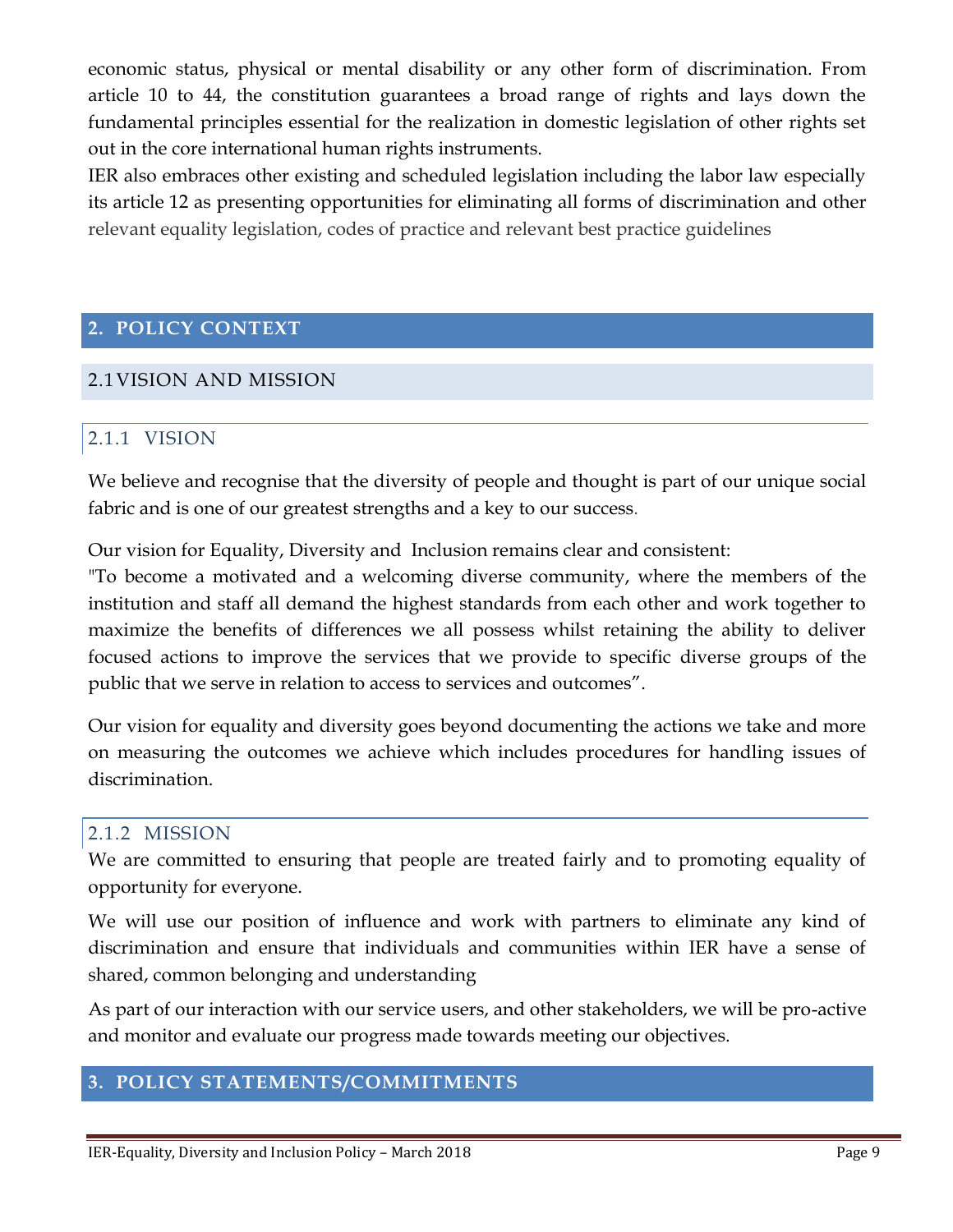economic status, physical or mental disability or any other form of discrimination. From article 10 to 44, the constitution guarantees a broad range of rights and lays down the fundamental principles essential for the realization in domestic legislation of other rights set out in the core international human rights instruments.

IER also embraces other existing and scheduled legislation including the labor law especially its article 12 as presenting opportunities for eliminating all forms of discrimination and other relevant equality legislation, codes of practice and relevant best practice guidelines

## 2. POLICY CONTEXT

### 2.1 VISION AND MISSION

#### 2.1.1 VISION

We believe and recognise that the diversity of people and thought is part of our unique social fabric and is one of our greatest strengths and a key to our success.

Our vision for Equality, Diversity and Inclusion remains clear and consistent:

"To become a motivated and a welcoming diverse community, where the members of the institution and staff all demand the highest standards from each other and work together to maximize the benefits of differences we all possess whilst retaining the ability to deliver focused actions to improve the services that we provide to specific diverse groups of the public that we serve in relation to access to services and outcomes".

Our vision for equality and diversity goes beyond documenting the actions we take and more on measuring the outcomes we achieve which includes procedures for handling issues of discrimination.

#### 2.1.2 MISSION

We are committed to ensuring that people are treated fairly and to promoting equality of opportunity for everyone.

We will use our position of influence and work with partners to eliminate any kind of discrimination and ensure that individuals and communities within IER have a sense of shared, common belonging and understanding

As part of our interaction with our service users, and other stakeholders, we will be pro-active and monitor and evaluate our progress made towards meeting our objectives.

## 3. POLICY STATEMENTS/COMMITMENTS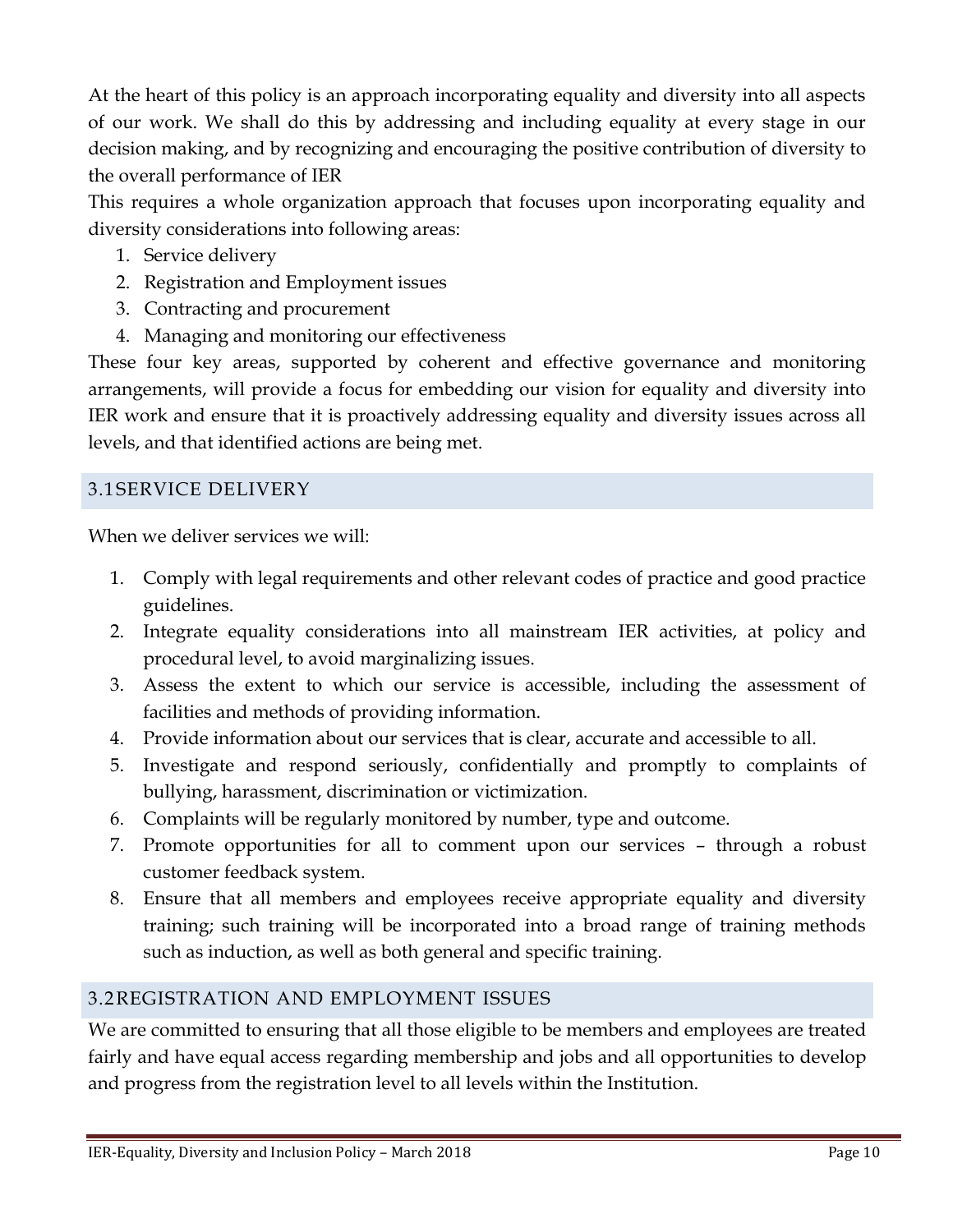At the heart of this policy is an approach incorporating equality and diversity into all aspects of our work. We shall do this by addressing and including equality at every stage in our decision making, and by recognizing and encouraging the positive contribution of diversity to the overall performance of IER

This requires a whole organization approach that focuses upon incorporating equality and diversity considerations into following areas:

1. Service delivery
2. Registration and Employment issues
3. Contracting and procurement
4. Managing and monitoring our effectiveness

These four key areas, supported by coherent and effective governance and monitoring arrangements, will provide a focus for embedding our vision for equality and diversity into IER work and ensure that it is proactively addressing equality and diversity issues across all levels, and that identified actions are being met.

## 3.1SERVICE DELIVERY

When we deliver services we will:

1. Comply with legal requirements and other relevant codes of practice and good practice guidelines.
2. Integrate equality considerations into all mainstream IER activities, at policy and procedural level, to avoid marginalizing issues.
3. Assess the extent to which our service is accessible, including the assessment of facilities and methods of providing information.
4. Provide information about our services that is clear, accurate and accessible to all.
5. Investigate and respond seriously, confidentially and promptly to complaints of bullying, harassment, discrimination or victimization.
6. Complaints will be regularly monitored by number, type and outcome.
7. Promote opportunities for all to comment upon our services – through a robust customer feedback system.
8. Ensure that all members and employees receive appropriate equality and diversity training; such training will be incorporated into a broad range of training methods such as induction, as well as both general and specific training.

## 3.2REGISTRATION AND EMPLOYMENT ISSUES

We are committed to ensuring that all those eligible to be members and employees are treated fairly and have equal access regarding membership and jobs and all opportunities to develop and progress from the registration level to all levels within the Institution.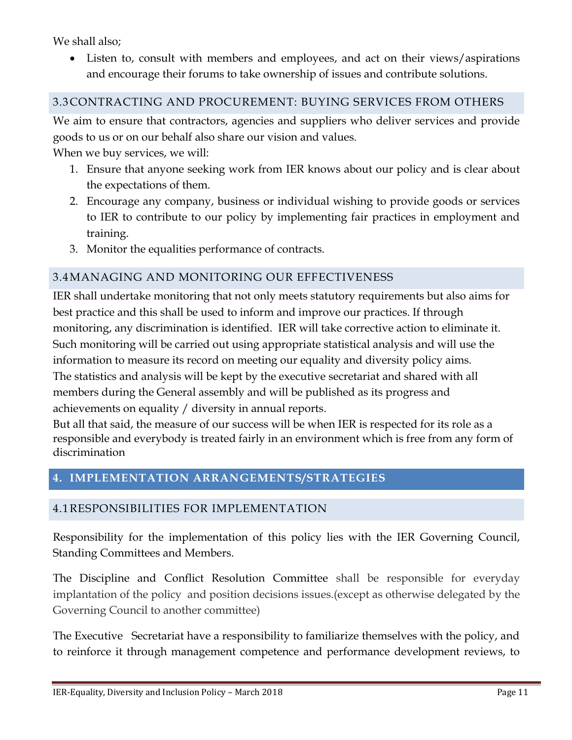We shall also;

- Listen to, consult with members and employees, and act on their views/aspirations and encourage their forums to take ownership of issues and contribute solutions.

### 3.3 CONTRACTING AND PROCUREMENT: BUYING SERVICES FROM OTHERS

We aim to ensure that contractors, agencies and suppliers who deliver services and provide goods to us or on our behalf also share our vision and values.

When we buy services, we will:

1. Ensure that anyone seeking work from IER knows about our policy and is clear about the expectations of them.
2. Encourage any company, business or individual wishing to provide goods or services to IER to contribute to our policy by implementing fair practices in employment and training.
3. Monitor the equalities performance of contracts.

### 3.4 MANAGING AND MONITORING OUR EFFECTIVENESS

IER shall undertake monitoring that not only meets statutory requirements but also aims for best practice and this shall be used to inform and improve our practices. If through monitoring, any discrimination is identified. IER will take corrective action to eliminate it. Such monitoring will be carried out using appropriate statistical analysis and will use the information to measure its record on meeting our equality and diversity policy aims. The statistics and analysis will be kept by the executive secretariat and shared with all members during the General assembly and will be published as its progress and achievements on equality / diversity in annual reports.

But all that said, the measure of our success will be when IER is respected for its role as a responsible and everybody is treated fairly in an environment which is free from any form of discrimination

## 4. IMPLEMENTATION ARRANGEMENTS/STRATEGIES

### 4.1 RESPONSIBILITIES FOR IMPLEMENTATION

Responsibility for the implementation of this policy lies with the IER Governing Council, Standing Committees and Members.

The Discipline and Conflict Resolution Committee shall be responsible for everyday implantation of the policy and position decisions issues.(except as otherwise delegated by the Governing Council to another committee)

The Executive Secretariat have a responsibility to familiarize themselves with the policy, and to reinforce it through management competence and performance development reviews, to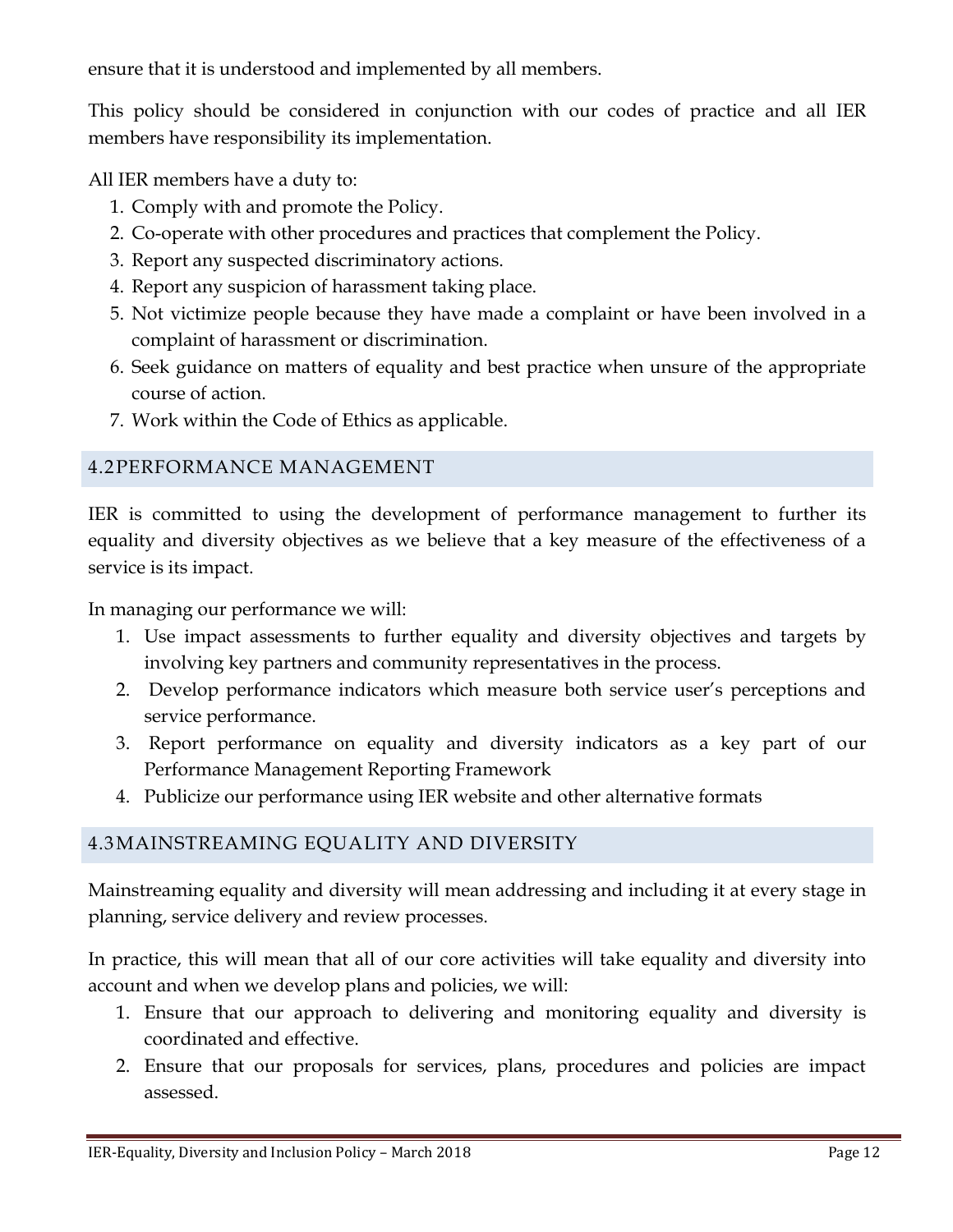ensure that it is understood and implemented by all members.

This policy should be considered in conjunction with our codes of practice and all IER members have responsibility its implementation.

All IER members have a duty to:

1. Comply with and promote the Policy.
2. Co-operate with other procedures and practices that complement the Policy.
3. Report any suspected discriminatory actions.
4. Report any suspicion of harassment taking place.
5. Not victimize people because they have made a complaint or have been involved in a complaint of harassment or discrimination.
6. Seek guidance on matters of equality and best practice when unsure of the appropriate course of action.
7. Work within the Code of Ethics as applicable.

## 4.2PERFORMANCE MANAGEMENT

IER is committed to using the development of performance management to further its equality and diversity objectives as we believe that a key measure of the effectiveness of a service is its impact.

In managing our performance we will:

1. Use impact assessments to further equality and diversity objectives and targets by involving key partners and community representatives in the process.
2. Develop performance indicators which measure both service user's perceptions and service performance.
3. Report performance on equality and diversity indicators as a key part of our Performance Management Reporting Framework
4. Publicize our performance using IER website and other alternative formats

## 4.3MAINSTREAMING EQUALITY AND DIVERSITY

Mainstreaming equality and diversity will mean addressing and including it at every stage in planning, service delivery and review processes.

In practice, this will mean that all of our core activities will take equality and diversity into account and when we develop plans and policies, we will:

1. Ensure that our approach to delivering and monitoring equality and diversity is coordinated and effective.
2. Ensure that our proposals for services, plans, procedures and policies are impact assessed.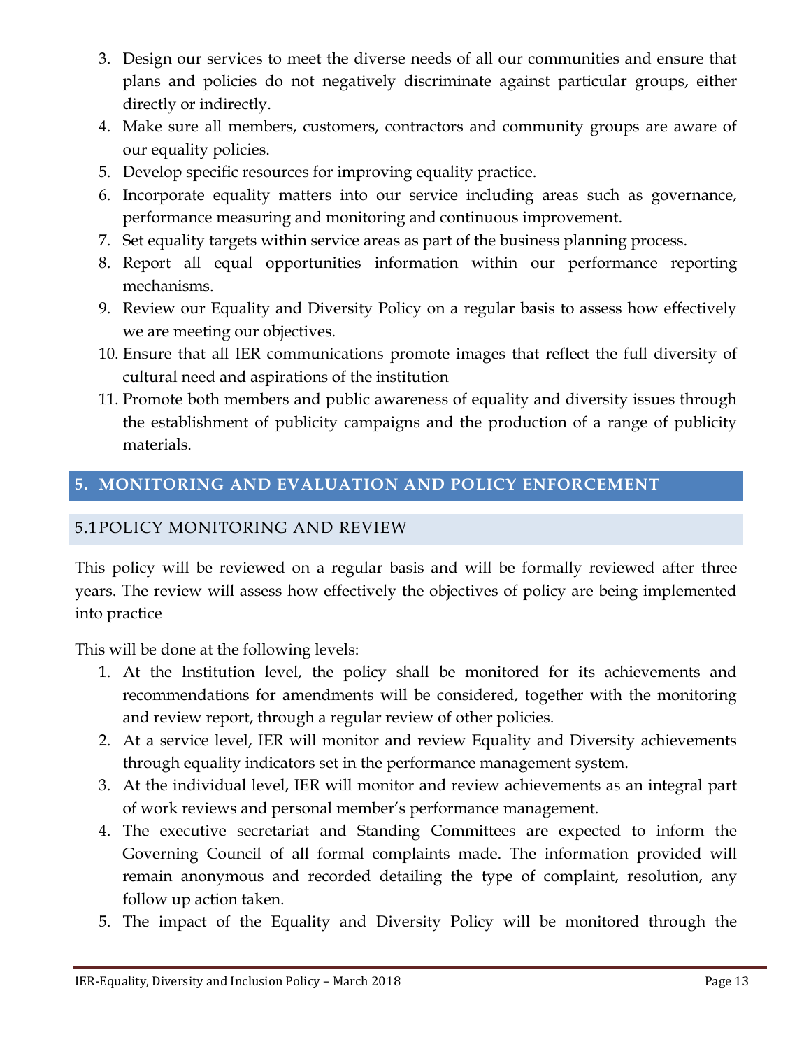3. Design our services to meet the diverse needs of all our communities and ensure that plans and policies do not negatively discriminate against particular groups, either directly or indirectly.
4. Make sure all members, customers, contractors and community groups are aware of our equality policies.
5. Develop specific resources for improving equality practice.
6. Incorporate equality matters into our service including areas such as governance, performance measuring and monitoring and continuous improvement.
7. Set equality targets within service areas as part of the business planning process.
8. Report all equal opportunities information within our performance reporting mechanisms.
9. Review our Equality and Diversity Policy on a regular basis to assess how effectively we are meeting our objectives.
10. Ensure that all IER communications promote images that reflect the full diversity of cultural need and aspirations of the institution
11. Promote both members and public awareness of equality and diversity issues through the establishment of publicity campaigns and the production of a range of publicity materials.

## 5. MONITORING AND EVALUATION AND POLICY ENFORCEMENT

### 5.1 POLICY MONITORING AND REVIEW

This policy will be reviewed on a regular basis and will be formally reviewed after three years. The review will assess how effectively the objectives of policy are being implemented into practice

This will be done at the following levels:

1. At the Institution level, the policy shall be monitored for its achievements and recommendations for amendments will be considered, together with the monitoring and review report, through a regular review of other policies.
2. At a service level, IER will monitor and review Equality and Diversity achievements through equality indicators set in the performance management system.
3. At the individual level, IER will monitor and review achievements as an integral part of work reviews and personal member's performance management.
4. The executive secretariat and Standing Committees are expected to inform the Governing Council of all formal complaints made. The information provided will remain anonymous and recorded detailing the type of complaint, resolution, any follow up action taken.
5. The impact of the Equality and Diversity Policy will be monitored through the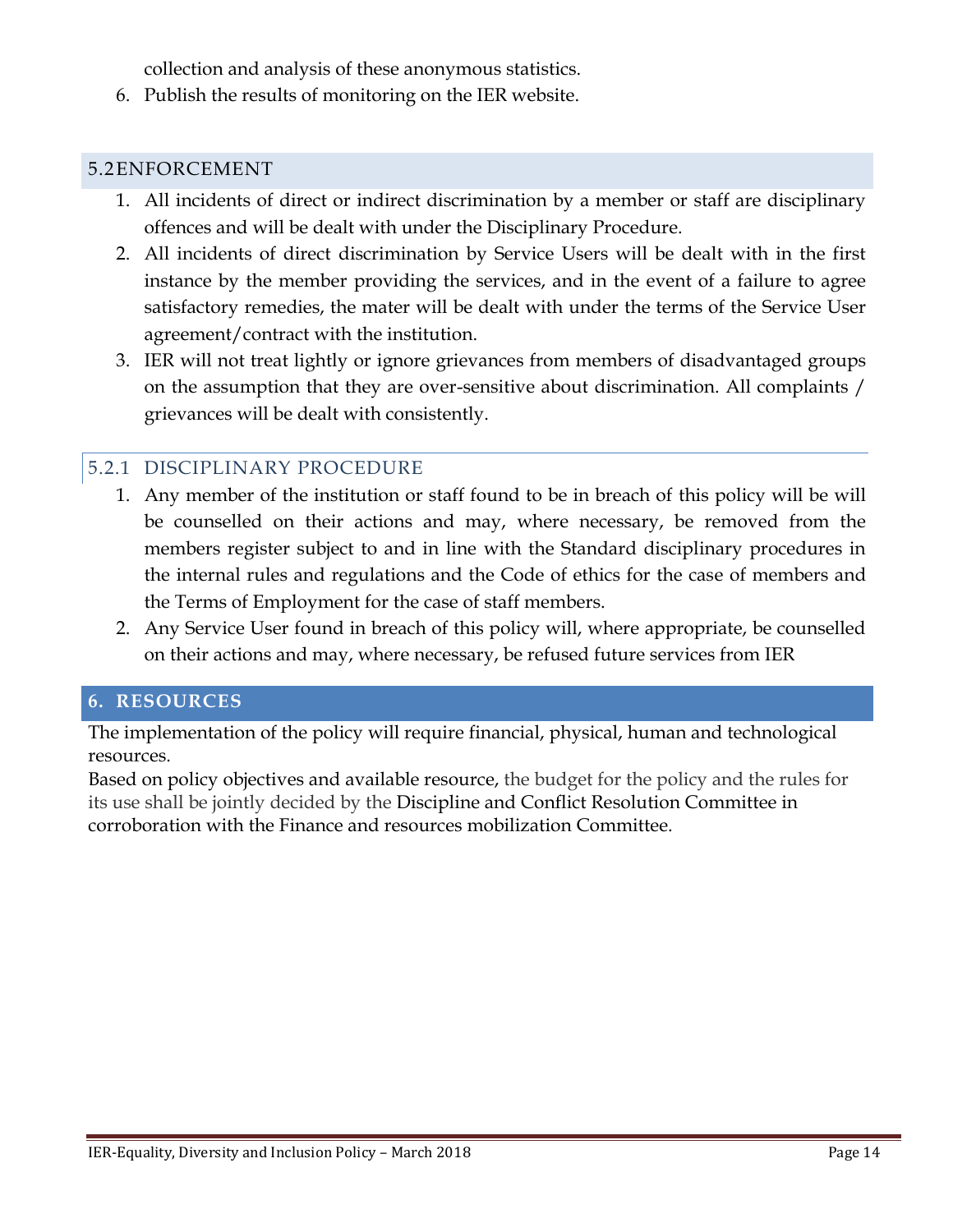collection and analysis of these anonymous statistics.

6. Publish the results of monitoring on the IER website.

## 5.2 ENFORCEMENT

1. All incidents of direct or indirect discrimination by a member or staff are disciplinary offences and will be dealt with under the Disciplinary Procedure.
2. All incidents of direct discrimination by Service Users will be dealt with in the first instance by the member providing the services, and in the event of a failure to agree satisfactory remedies, the mater will be dealt with under the terms of the Service User agreement/contract with the institution.
3. IER will not treat lightly or ignore grievances from members of disadvantaged groups on the assumption that they are over-sensitive about discrimination. All complaints / grievances will be dealt with consistently.

### 5.2.1 DISCIPLINARY PROCEDURE

1. Any member of the institution or staff found to be in breach of this policy will be will be counselled on their actions and may, where necessary, be removed from the members register subject to and in line with the Standard disciplinary procedures in the internal rules and regulations and the Code of ethics for the case of members and the Terms of Employment for the case of staff members.
2. Any Service User found in breach of this policy will, where appropriate, be counselled on their actions and may, where necessary, be refused future services from IER

# 6. RESOURCES

The implementation of the policy will require financial, physical, human and technological resources.

Based on policy objectives and available resource, the budget for the policy and the rules for its use shall be jointly decided by the Discipline and Conflict Resolution Committee in corroboration with the Finance and resources mobilization Committee.